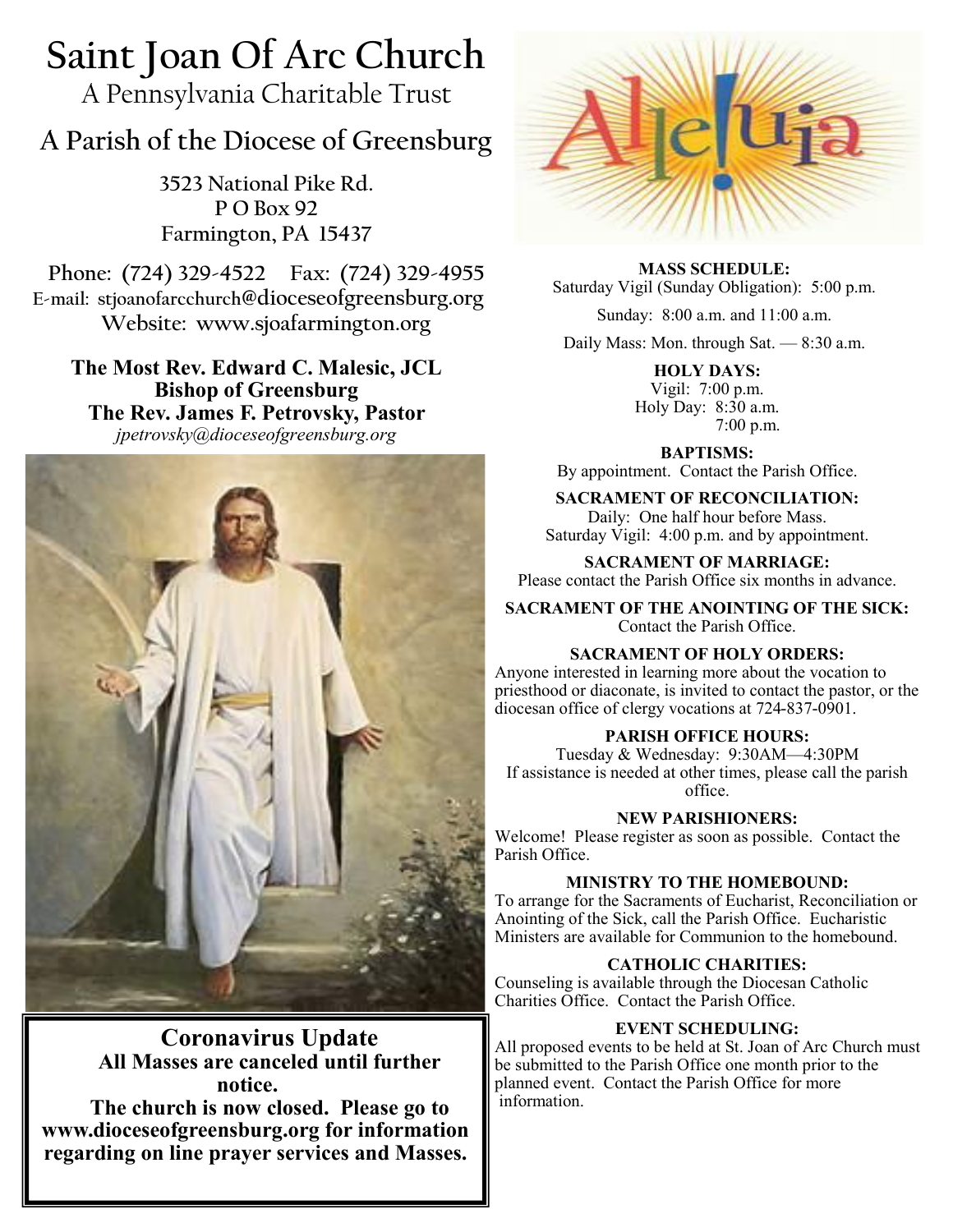# Saint Joan Of Arc Church

A Pennsylvania Charitable Trust

## A Parish of the Diocese of Greensburg

3523 National Pike Rd.
P O Box 92
Farmington, PA 15437

Phone: (724) 329-4522 Fax: (724) 329-4955
E-mail: stjoanofarcchurch@dioceseofgreensburg.org
Website: www.sjoafarmington.org

**The Most Rev. Edward C. Malesic, JCL**
**Bishop of Greensburg**
**The Rev. James F. Petrovsky, Pastor**
*jpetrovsky@dioceseofgreensburg.org*

**Coronavirus Update**
**All Masses are canceled until further notice.**
**The church is now closed. Please go to www.dioceseofgreensburg.org for information regarding on line prayer services and Masses.**

Alleluia

**MASS SCHEDULE:**
Saturday Vigil (Sunday Obligation): 5:00 p.m.

Sunday: 8:00 a.m. and 11:00 a.m.

Daily Mass: Mon. through Sat. — 8:30 a.m.

**HOLY DAYS:**
Vigil: 7:00 p.m.
Holy Day: 8:30 a.m.
7:00 p.m.

**BAPTISMS:**
By appointment. Contact the Parish Office.

**SACRAMENT OF RECONCILIATION:**
Daily: One half hour before Mass.
Saturday Vigil: 4:00 p.m. and by appointment.

**SACRAMENT OF MARRIAGE:**
Please contact the Parish Office six months in advance.

**SACRAMENT OF THE ANOINTING OF THE SICK:**
Contact the Parish Office.

**SACRAMENT OF HOLY ORDERS:**
Anyone interested in learning more about the vocation to priesthood or diaconate, is invited to contact the pastor, or the diocesan office of clergy vocations at 724-837-0901.

**PARISH OFFICE HOURS:**
Tuesday & Wednesday: 9:30AM—4:30PM
If assistance is needed at other times, please call the parish office.

**NEW PARISHIONERS:**
Welcome! Please register as soon as possible. Contact the Parish Office.

**MINISTRY TO THE HOMEBOUND:**
To arrange for the Sacraments of Eucharist, Reconciliation or Anointing of the Sick, call the Parish Office. Eucharistic Ministers are available for Communion to the homebound.

**CATHOLIC CHARITIES:**
Counseling is available through the Diocesan Catholic Charities Office. Contact the Parish Office.

**EVENT SCHEDULING:**
All proposed events to be held at St. Joan of Arc Church must be submitted to the Parish Office one month prior to the planned event. Contact the Parish Office for more information.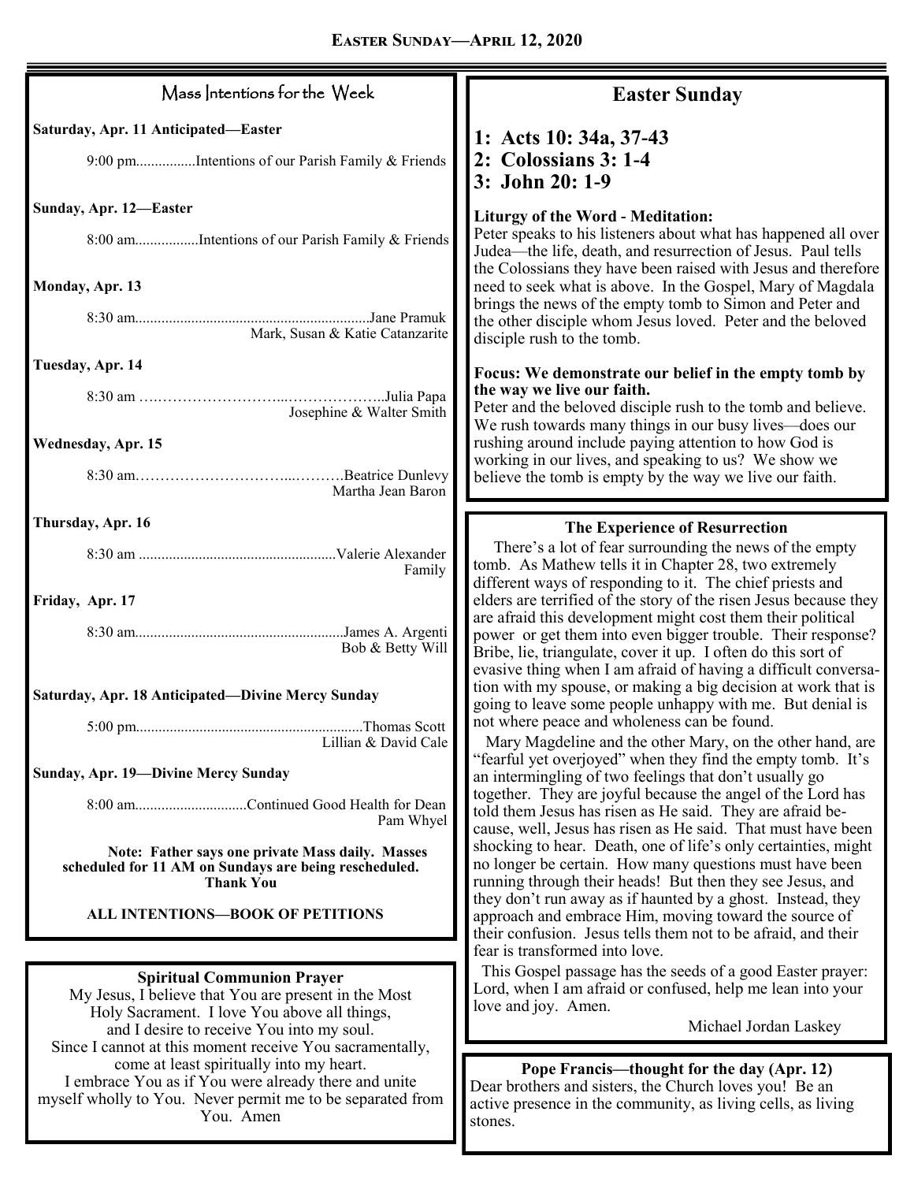## Easter Sunday—April 12, 2020

### Mass Intentions for the Week

**Saturday, Apr. 11 Anticipated—Easter**

9:00 pm................Intentions of our Parish Family & Friends

**Sunday, Apr. 12—Easter**

8:00 am.................Intentions of our Parish Family & Friends

**Monday, Apr. 13**

8:30 am..............................................................Jane Pramuk
Mark, Susan & Katie Catanzarite

**Tuesday, Apr. 14**

8:30 am ….……………………...………………..Julia Papa
Josephine & Walter Smith

**Wednesday, Apr. 15**

8:30 am…………………………...……….Beatrice Dunlevy
Martha Jean Baron

**Thursday, Apr. 16**

8:30 am ....................................................Valerie Alexander
Family

**Friday, Apr. 17**

8:30 am.......................................................James A. Argenti
Bob & Betty Will

**Saturday, Apr. 18 Anticipated—Divine Mercy Sunday**

5:00 pm............................................................Thomas Scott
Lillian & David Cale

**Sunday, Apr. 19—Divine Mercy Sunday**

8:00 am.............................Continued Good Health for Dean
Pam Whyel

**Note: Father says one private Mass daily. Masses scheduled for 11 AM on Sundays are being rescheduled. Thank You**

**ALL INTENTIONS—BOOK OF PETITIONS**

### Spiritual Communion Prayer

My Jesus, I believe that You are present in the Most Holy Sacrament. I love You above all things, and I desire to receive You into my soul. Since I cannot at this moment receive You sacramentally, come at least spiritually into my heart. I embrace You as if You were already there and unite myself wholly to You. Never permit me to be separated from You. Amen

## Easter Sunday

**1: Acts 10: 34a, 37-43**
**2: Colossians 3: 1-4**
**3: John 20: 1-9**

**Liturgy of the Word - Meditation:**
Peter speaks to his listeners about what has happened all over Judea—the life, death, and resurrection of Jesus. Paul tells the Colossians they have been raised with Jesus and therefore need to seek what is above. In the Gospel, Mary of Magdala brings the news of the empty tomb to Simon and Peter and the other disciple whom Jesus loved. Peter and the beloved disciple rush to the tomb.

**Focus: We demonstrate our belief in the empty tomb by the way we live our faith.**
Peter and the beloved disciple rush to the tomb and believe. We rush towards many things in our busy lives—does our rushing around include paying attention to how God is working in our lives, and speaking to us? We show we believe the tomb is empty by the way we live our faith.

### The Experience of Resurrection

There's a lot of fear surrounding the news of the empty tomb. As Mathew tells it in Chapter 28, two extremely different ways of responding to it. The chief priests and elders are terrified of the story of the risen Jesus because they are afraid this development might cost them their political power or get them into even bigger trouble. Their response? Bribe, lie, triangulate, cover it up. I often do this sort of evasive thing when I am afraid of having a difficult conversation with my spouse, or making a big decision at work that is going to leave some people unhappy with me. But denial is not where peace and wholeness can be found.

Mary Magdeline and the other Mary, on the other hand, are "fearful yet overjoyed" when they find the empty tomb. It's an intermingling of two feelings that don't usually go together. They are joyful because the angel of the Lord has told them Jesus has risen as He said. They are afraid because, well, Jesus has risen as He said. That must have been shocking to hear. Death, one of life's only certainties, might no longer be certain. How many questions must have been running through their heads! But then they see Jesus, and they don't run away as if haunted by a ghost. Instead, they approach and embrace Him, moving toward the source of their confusion. Jesus tells them not to be afraid, and their fear is transformed into love.

This Gospel passage has the seeds of a good Easter prayer: Lord, when I am afraid or confused, help me lean into your love and joy. Amen.

Michael Jordan Laskey

### Pope Francis—thought for the day (Apr. 12)

Dear brothers and sisters, the Church loves you! Be an active presence in the community, as living cells, as living stones.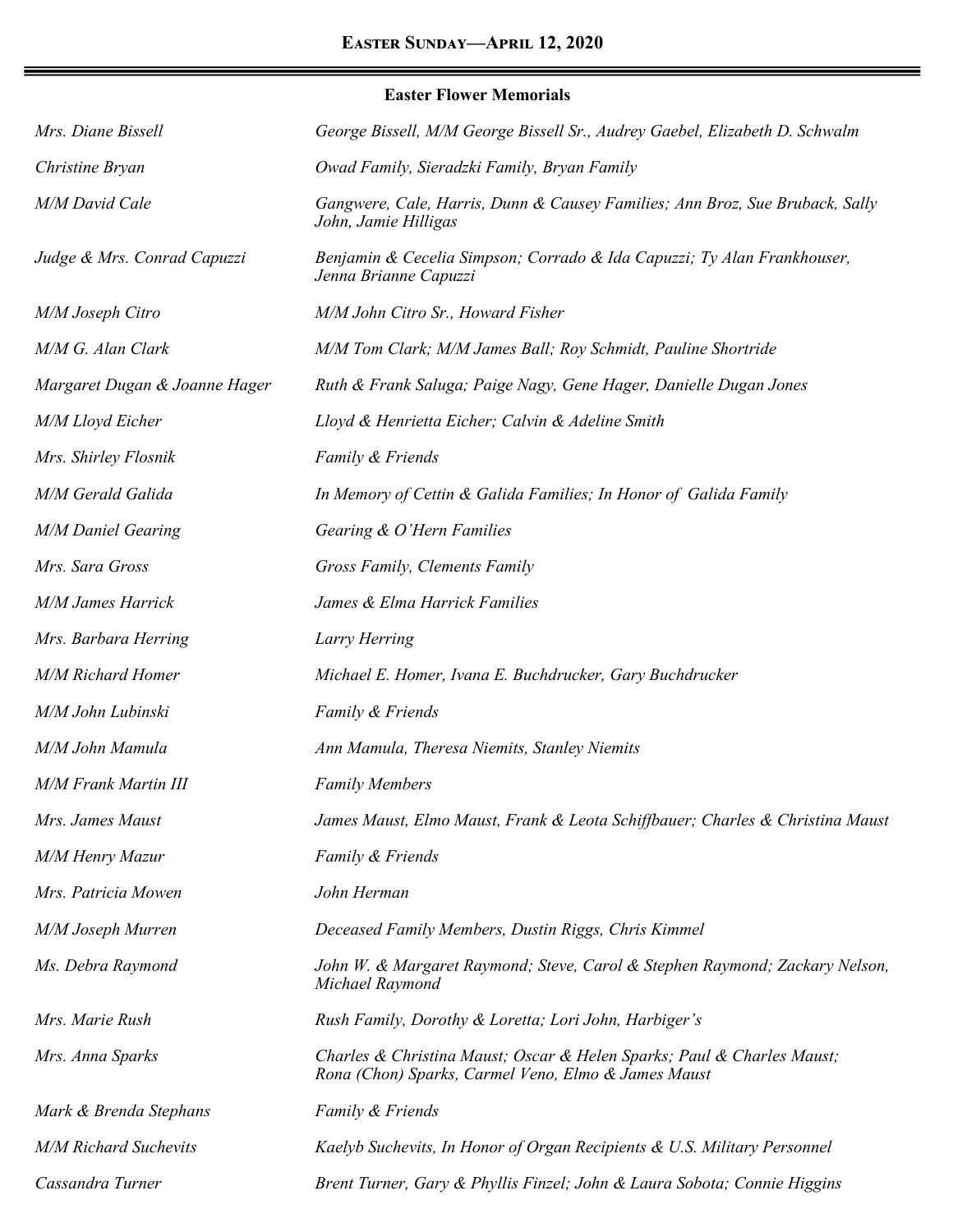## Easter Sunday—April 12, 2020

### Easter Flower Memorials

| | |
|---|---|
| *Mrs. Diane Bissell* | *George Bissell, M/M George Bissell Sr., Audrey Gaebel, Elizabeth D. Schwalm* |
| *Christine Bryan* | *Owad Family, Sieradzki Family, Bryan Family* |
| *M/M David Cale* | *Gangwere, Cale, Harris, Dunn & Causey Families; Ann Broz, Sue Bruback, Sally John, Jamie Hilligas* |
| *Judge & Mrs. Conrad Capuzzi* | *Benjamin & Cecelia Simpson; Corrado & Ida Capuzzi; Ty Alan Frankhouser, Jenna Brianne Capuzzi* |
| *M/M Joseph Citro* | *M/M John Citro Sr., Howard Fisher* |
| *M/M G. Alan Clark* | *M/M Tom Clark; M/M James Ball; Roy Schmidt, Pauline Shortride* |
| *Margaret Dugan & Joanne Hager* | *Ruth & Frank Saluga; Paige Nagy, Gene Hager, Danielle Dugan Jones* |
| *M/M Lloyd Eicher* | *Lloyd & Henrietta Eicher; Calvin & Adeline Smith* |
| *Mrs. Shirley Flosnik* | *Family & Friends* |
| *M/M Gerald Galida* | *In Memory of Cettin & Galida Families; In Honor of Galida Family* |
| *M/M Daniel Gearing* | *Gearing & O'Hern Families* |
| *Mrs. Sara Gross* | *Gross Family, Clements Family* |
| *M/M James Harrick* | *James & Elma Harrick Families* |
| *Mrs. Barbara Herring* | *Larry Herring* |
| *M/M Richard Homer* | *Michael E. Homer, Ivana E. Buchdrucker, Gary Buchdrucker* |
| *M/M John Lubinski* | *Family & Friends* |
| *M/M John Mamula* | *Ann Mamula, Theresa Niemits, Stanley Niemits* |
| *M/M Frank Martin III* | *Family Members* |
| *Mrs. James Maust* | *James Maust, Elmo Maust, Frank & Leota Schiffbauer; Charles & Christina Maust* |
| *M/M Henry Mazur* | *Family & Friends* |
| *Mrs. Patricia Mowen* | *John Herman* |
| *M/M Joseph Murren* | *Deceased Family Members, Dustin Riggs, Chris Kimmel* |
| *Ms. Debra Raymond* | *John W. & Margaret Raymond; Steve, Carol & Stephen Raymond; Zackary Nelson, Michael Raymond* |
| *Mrs. Marie Rush* | *Rush Family, Dorothy & Loretta; Lori John, Harbiger's* |
| *Mrs. Anna Sparks* | *Charles & Christina Maust; Oscar & Helen Sparks; Paul & Charles Maust; Rona (Chon) Sparks, Carmel Veno, Elmo & James Maust* |
| *Mark & Brenda Stephans* | *Family & Friends* |
| *M/M Richard Suchevits* | *Kaelyb Suchevits, In Honor of Organ Recipients & U.S. Military Personnel* |
| *Cassandra Turner* | *Brent Turner, Gary & Phyllis Finzel; John & Laura Sobota; Connie Higgins* |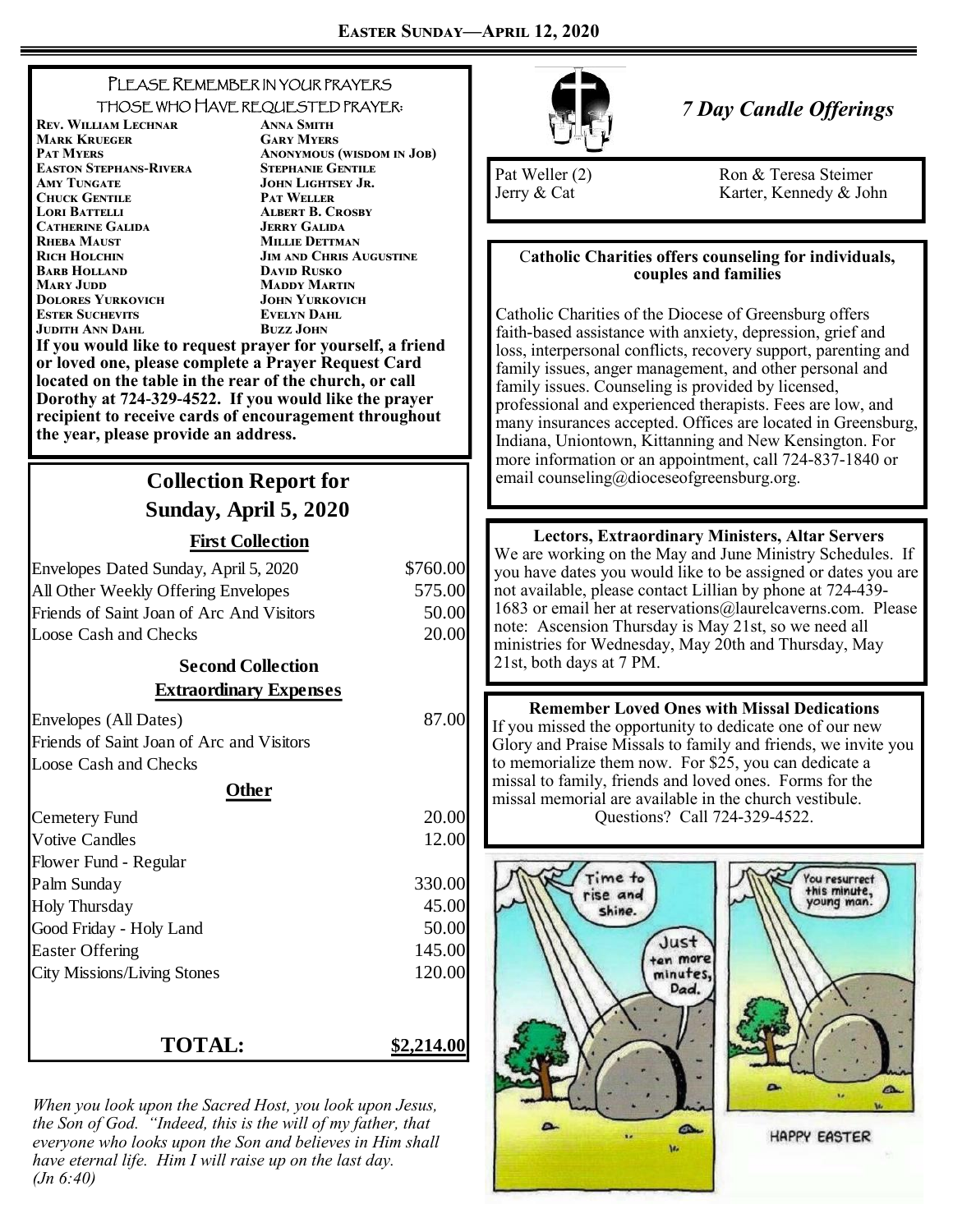## Please Remember in Your Prayers Those Who Have Requested Prayer:

| | |
|---|---|
| **Rev. William Lechnar** | **Anna Smith** |
| **Mark Krueger** | **Gary Myers** |
| **Pat Myers** | **Anonymous (wisdom in Job)** |
| **Easton Stephans-Rivera** | **Stephanie Gentile** |
| **Amy Tungate** | **John Lightsey Jr.** |
| **Chuck Gentile** | **Pat Weller** |
| **Lori Battelli** | **Albert B. Crosby** |
| **Catherine Galida** | **Jerry Galida** |
| **Rheba Maust** | **Millie Dettman** |
| **Rich Holchin** | **Jim and Chris Augustine** |
| **Barb Holland** | **David Rusko** |
| **Mary Judd** | **Maddy Martin** |
| **Dolores Yurkovich** | **John Yurkovich** |
| **Ester Suchevits** | **Evelyn Dahl** |
| **Judith Ann Dahl** | **Buzz John** |

**If you would like to request prayer for yourself, a friend or loved one, please complete a Prayer Request Card located on the table in the rear of the church, or call Dorothy at 724-329-4522. If you would like the prayer recipient to receive cards of encouragement throughout the year, please provide an address.**

## Collection Report for Sunday, April 5, 2020

| | |
|---|---|
| **First Collection** | |
| Envelopes Dated Sunday, April 5, 2020 | $760.00 |
| All Other Weekly Offering Envelopes | 575.00 |
| Friends of Saint Joan of Arc And Visitors | 50.00 |
| Loose Cash and Checks | 20.00 |
| **Second Collection** | |
| **Extraordinary Expenses** | |
| Envelopes (All Dates) | 87.00 |
| Friends of Saint Joan of Arc and Visitors | |
| Loose Cash and Checks | |
| **Other** | |
| Cemetery Fund | 20.00 |
| Votive Candles | 12.00 |
| Flower Fund - Regular | |
| Palm Sunday | 330.00 |
| Holy Thursday | 45.00 |
| Good Friday - Holy Land | 50.00 |
| Easter Offering | 145.00 |
| City Missions/Living Stones | 120.00 |
| **TOTAL:** | **$2,214.00** |

*When you look upon the Sacred Host, you look upon Jesus, the Son of God. "Indeed, this is the will of my father, that everyone who looks upon the Son and believes in Him shall have eternal life. Him I will raise up on the last day. (Jn 6:40)*

## *7 Day Candle Offerings*

| | |
|---|---|
| Pat Weller (2) | Ron & Teresa Steimer |
| Jerry & Cat | Karter, Kennedy & John |

### Catholic Charities offers counseling for individuals, couples and families

Catholic Charities of the Diocese of Greensburg offers faith-based assistance with anxiety, depression, grief and loss, interpersonal conflicts, recovery support, parenting and family issues, anger management, and other personal and family issues. Counseling is provided by licensed, professional and experienced therapists. Fees are low, and many insurances accepted. Offices are located in Greensburg, Indiana, Uniontown, Kittanning and New Kensington. For more information or an appointment, call 724-837-1840 or email counseling@dioceseofgreensburg.org.

### Lectors, Extraordinary Ministers, Altar Servers

We are working on the May and June Ministry Schedules. If you have dates you would like to be assigned or dates you are not available, please contact Lillian by phone at 724-439-1683 or email her at reservations@laurelcaverns.com. Please note: Ascension Thursday is May 21st, so we need all ministries for Wednesday, May 20th and Thursday, May 21st, both days at 7 PM.

### Remember Loved Ones with Missal Dedications

If you missed the opportunity to dedicate one of our new Glory and Praise Missals to family and friends, we invite you to memorialize them now. For $25, you can dedicate a missal to family, friends and loved ones. Forms for the missal memorial are available in the church vestibule. Questions? Call 724-329-4522.